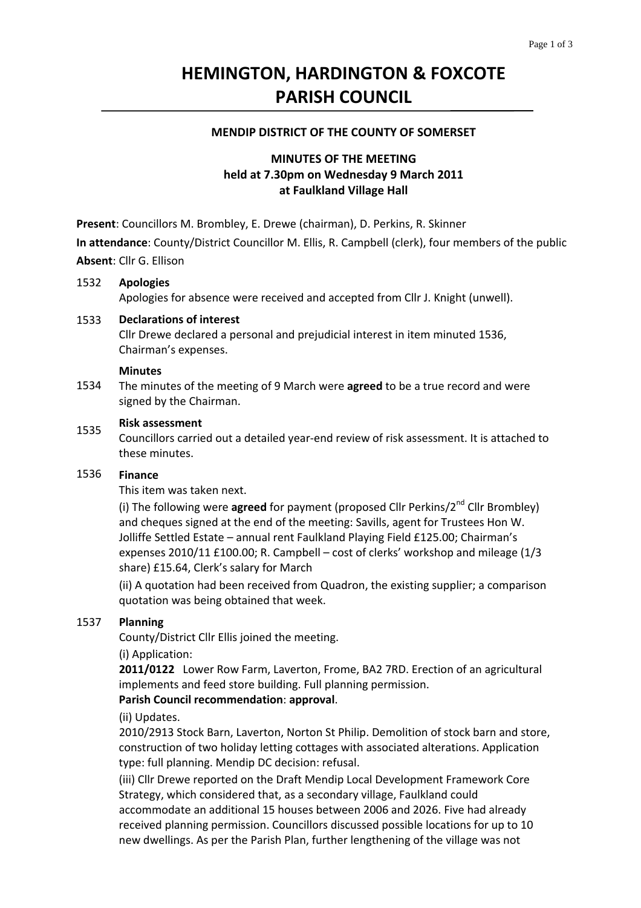# HEMINGTON, HARDINGTON & FOXCOTE PARISH COUNCIL

**MENDIP DISTRICT OF THE COUNTY OF SOMERSET**

**MINUTES OF THE MEETING**
**held at 7.30pm on Wednesday 9 March 2011**
**at Faulkland Village Hall**

**Present**: Councillors M. Brombley, E. Drewe (chairman), D. Perkins, R. Skinner

**In attendance**: County/District Councillor M. Ellis, R. Campbell (clerk), four members of the public

**Absent**: Cllr G. Ellison

1532 **Apologies**

Apologies for absence were received and accepted from Cllr J. Knight (unwell).

1533 **Declarations of interest**

Cllr Drewe declared a personal and prejudicial interest in item minuted 1536, Chairman's expenses.

1534 **Minutes**

The minutes of the meeting of 9 March were **agreed** to be a true record and were signed by the Chairman.

1535 **Risk assessment**

Councillors carried out a detailed year-end review of risk assessment. It is attached to these minutes.

1536 **Finance**

This item was taken next.

(i) The following were **agreed** for payment (proposed Cllr Perkins/2nd Cllr Brombley) and cheques signed at the end of the meeting: Savills, agent for Trustees Hon W. Jolliffe Settled Estate – annual rent Faulkland Playing Field £125.00; Chairman's expenses 2010/11 £100.00; R. Campbell – cost of clerks' workshop and mileage (1/3 share) £15.64, Clerk's salary for March

(ii) A quotation had been received from Quadron, the existing supplier; a comparison quotation was being obtained that week.

1537 **Planning**

County/District Cllr Ellis joined the meeting.

(i) Application:

**2011/0122** Lower Row Farm, Laverton, Frome, BA2 7RD. Erection of an agricultural implements and feed store building. Full planning permission.

**Parish Council recommendation**: **approval**.

(ii) Updates.

2010/2913 Stock Barn, Laverton, Norton St Philip. Demolition of stock barn and store, construction of two holiday letting cottages with associated alterations. Application type: full planning. Mendip DC decision: refusal.

(iii) Cllr Drewe reported on the Draft Mendip Local Development Framework Core Strategy, which considered that, as a secondary village, Faulkland could accommodate an additional 15 houses between 2006 and 2026. Five had already received planning permission. Councillors discussed possible locations for up to 10 new dwellings. As per the Parish Plan, further lengthening of the village was not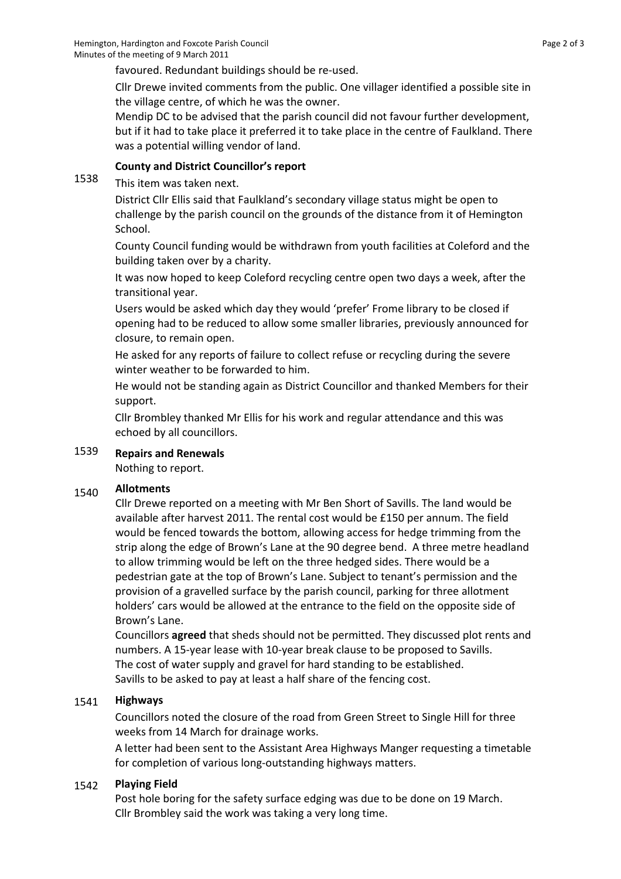favoured. Redundant buildings should be re-used.

Cllr Drewe invited comments from the public. One villager identified a possible site in the village centre, of which he was the owner.

Mendip DC to be advised that the parish council did not favour further development, but if it had to take place it preferred it to take place in the centre of Faulkland. There was a potential willing vendor of land.

### 1538 County and District Councillor's report

This item was taken next.

District Cllr Ellis said that Faulkland's secondary village status might be open to challenge by the parish council on the grounds of the distance from it of Hemington School.

County Council funding would be withdrawn from youth facilities at Coleford and the building taken over by a charity.

It was now hoped to keep Coleford recycling centre open two days a week, after the transitional year.

Users would be asked which day they would 'prefer' Frome library to be closed if opening had to be reduced to allow some smaller libraries, previously announced for closure, to remain open.

He asked for any reports of failure to collect refuse or recycling during the severe winter weather to be forwarded to him.

He would not be standing again as District Councillor and thanked Members for their support.

Cllr Brombley thanked Mr Ellis for his work and regular attendance and this was echoed by all councillors.

### 1539 Repairs and Renewals

Nothing to report.

### 1540 Allotments

Cllr Drewe reported on a meeting with Mr Ben Short of Savills. The land would be available after harvest 2011. The rental cost would be £150 per annum. The field would be fenced towards the bottom, allowing access for hedge trimming from the strip along the edge of Brown's Lane at the 90 degree bend. A three metre headland to allow trimming would be left on the three hedged sides. There would be a pedestrian gate at the top of Brown's Lane. Subject to tenant's permission and the provision of a gravelled surface by the parish council, parking for three allotment holders' cars would be allowed at the entrance to the field on the opposite side of Brown's Lane.

Councillors **agreed** that sheds should not be permitted. They discussed plot rents and numbers. A 15-year lease with 10-year break clause to be proposed to Savills.
The cost of water supply and gravel for hard standing to be established.
Savills to be asked to pay at least a half share of the fencing cost.

### 1541 Highways

Councillors noted the closure of the road from Green Street to Single Hill for three weeks from 14 March for drainage works.

A letter had been sent to the Assistant Area Highways Manger requesting a timetable for completion of various long-outstanding highways matters.

### 1542 Playing Field

Post hole boring for the safety surface edging was due to be done on 19 March.
Cllr Brombley said the work was taking a very long time.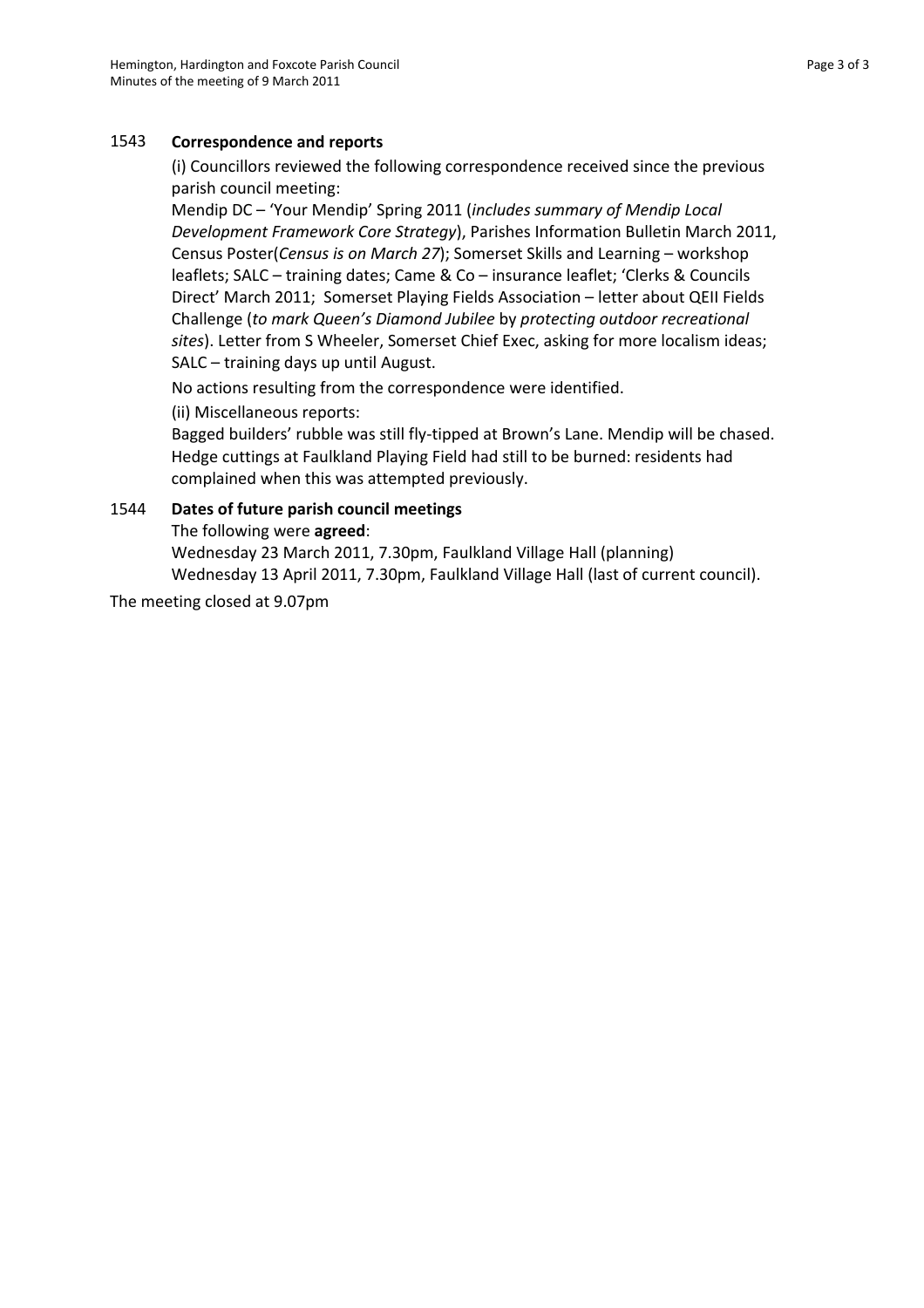1543 **Correspondence and reports**

(i) Councillors reviewed the following correspondence received since the previous parish council meeting:

Mendip DC – 'Your Mendip' Spring 2011 (*includes summary of Mendip Local Development Framework Core Strategy*), Parishes Information Bulletin March 2011, Census Poster(*Census is on March 27*); Somerset Skills and Learning – workshop leaflets; SALC – training dates; Came & Co – insurance leaflet; 'Clerks & Councils Direct' March 2011; Somerset Playing Fields Association – letter about QEII Fields Challenge (*to mark Queen's Diamond Jubilee* by *protecting outdoor recreational sites*). Letter from S Wheeler, Somerset Chief Exec, asking for more localism ideas; SALC – training days up until August.

No actions resulting from the correspondence were identified.

(ii) Miscellaneous reports:

Bagged builders' rubble was still fly-tipped at Brown's Lane. Mendip will be chased. Hedge cuttings at Faulkland Playing Field had still to be burned: residents had complained when this was attempted previously.

1544 **Dates of future parish council meetings**

The following were **agreed**:

Wednesday 23 March 2011, 7.30pm, Faulkland Village Hall (planning)
Wednesday 13 April 2011, 7.30pm, Faulkland Village Hall (last of current council).

The meeting closed at 9.07pm